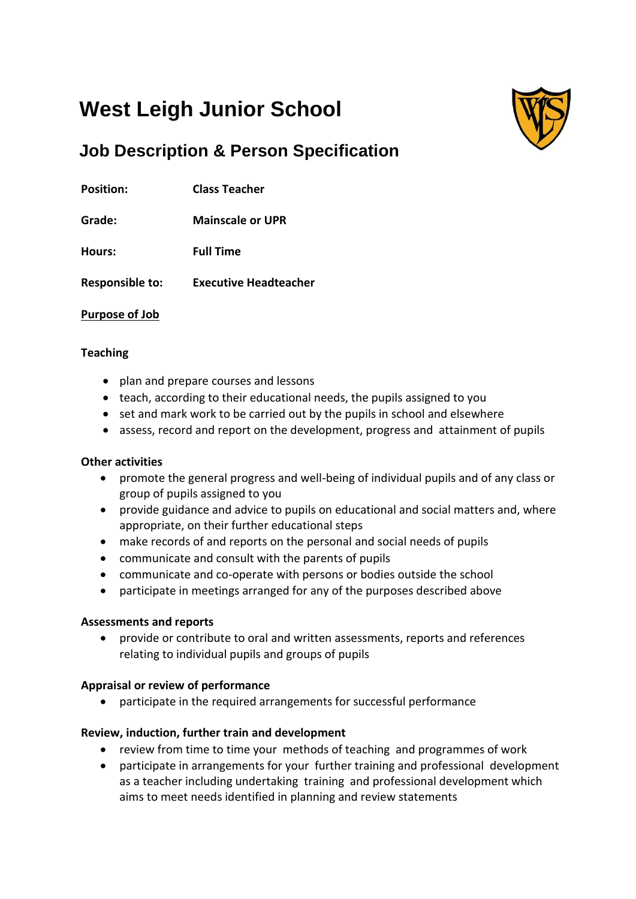# West Leigh Junior School

## Job Description & Person Specification

**Position:** **Class Teacher**

**Grade:** **Mainscale or UPR**

**Hours:** **Full Time**

**Responsible to:** **Executive Headteacher**

**Purpose of Job**

**Teaching**

- plan and prepare courses and lessons
- teach, according to their educational needs, the pupils assigned to you
- set and mark work to be carried out by the pupils in school and elsewhere
- assess, record and report on the development, progress and attainment of pupils

**Other activities**

- promote the general progress and well-being of individual pupils and of any class or group of pupils assigned to you
- provide guidance and advice to pupils on educational and social matters and, where appropriate, on their further educational steps
- make records of and reports on the personal and social needs of pupils
- communicate and consult with the parents of pupils
- communicate and co-operate with persons or bodies outside the school
- participate in meetings arranged for any of the purposes described above

**Assessments and reports**

- provide or contribute to oral and written assessments, reports and references relating to individual pupils and groups of pupils

**Appraisal or review of performance**

- participate in the required arrangements for successful performance

**Review, induction, further train and development**

- review from time to time your methods of teaching and programmes of work
- participate in arrangements for your further training and professional development as a teacher including undertaking training and professional development which aims to meet needs identified in planning and review statements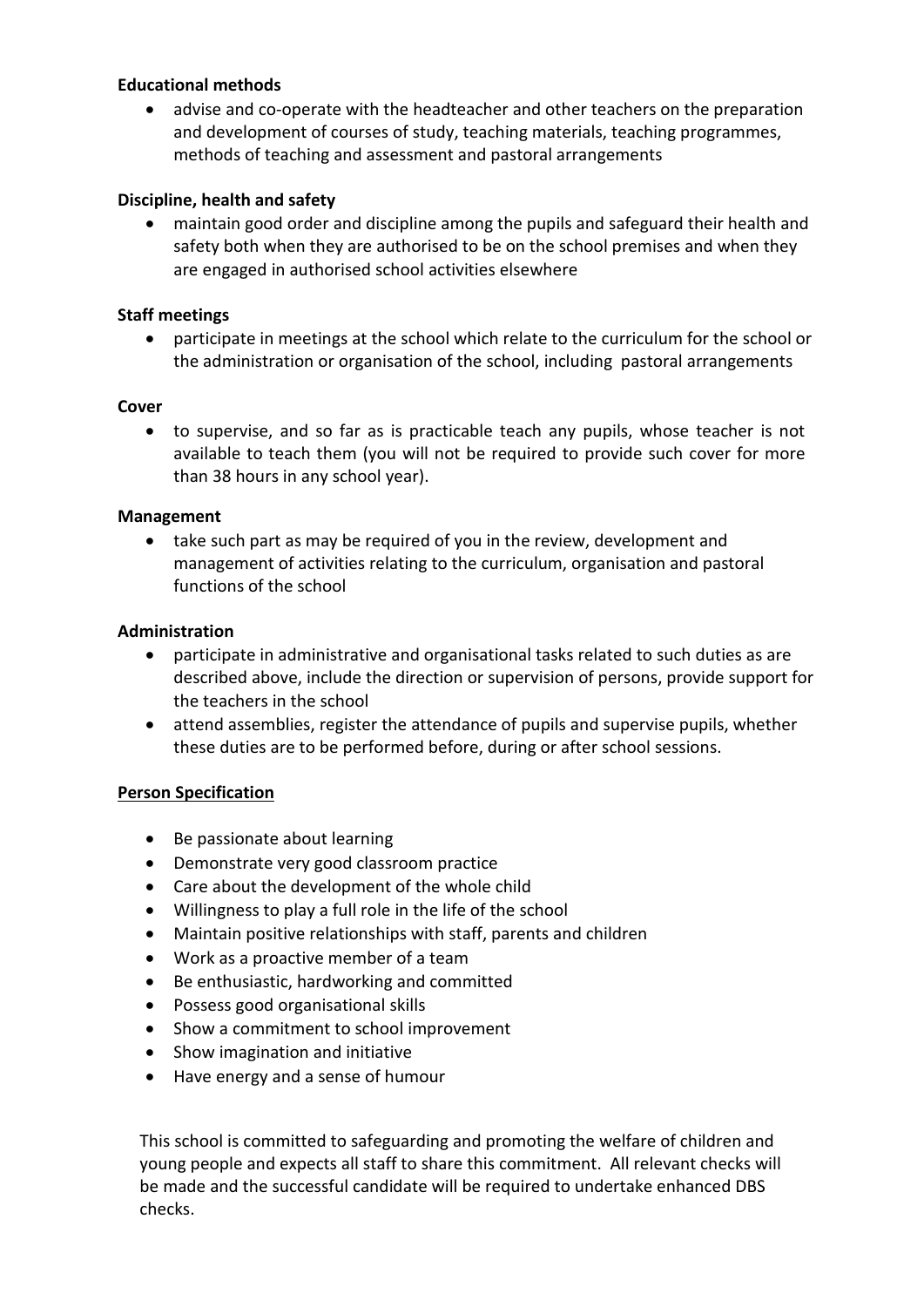**Educational methods**

- advise and co-operate with the headteacher and other teachers on the preparation and development of courses of study, teaching materials, teaching programmes, methods of teaching and assessment and pastoral arrangements

**Discipline, health and safety**

- maintain good order and discipline among the pupils and safeguard their health and safety both when they are authorised to be on the school premises and when they are engaged in authorised school activities elsewhere

**Staff meetings**

- participate in meetings at the school which relate to the curriculum for the school or the administration or organisation of the school, including pastoral arrangements

**Cover**

- to supervise, and so far as is practicable teach any pupils, whose teacher is not available to teach them (you will not be required to provide such cover for more than 38 hours in any school year).

**Management**

- take such part as may be required of you in the review, development and management of activities relating to the curriculum, organisation and pastoral functions of the school

**Administration**

- participate in administrative and organisational tasks related to such duties as are described above, include the direction or supervision of persons, provide support for the teachers in the school
- attend assemblies, register the attendance of pupils and supervise pupils, whether these duties are to be performed before, during or after school sessions.

**Person Specification**

- Be passionate about learning
- Demonstrate very good classroom practice
- Care about the development of the whole child
- Willingness to play a full role in the life of the school
- Maintain positive relationships with staff, parents and children
- Work as a proactive member of a team
- Be enthusiastic, hardworking and committed
- Possess good organisational skills
- Show a commitment to school improvement
- Show imagination and initiative
- Have energy and a sense of humour

This school is committed to safeguarding and promoting the welfare of children and young people and expects all staff to share this commitment. All relevant checks will be made and the successful candidate will be required to undertake enhanced DBS checks.